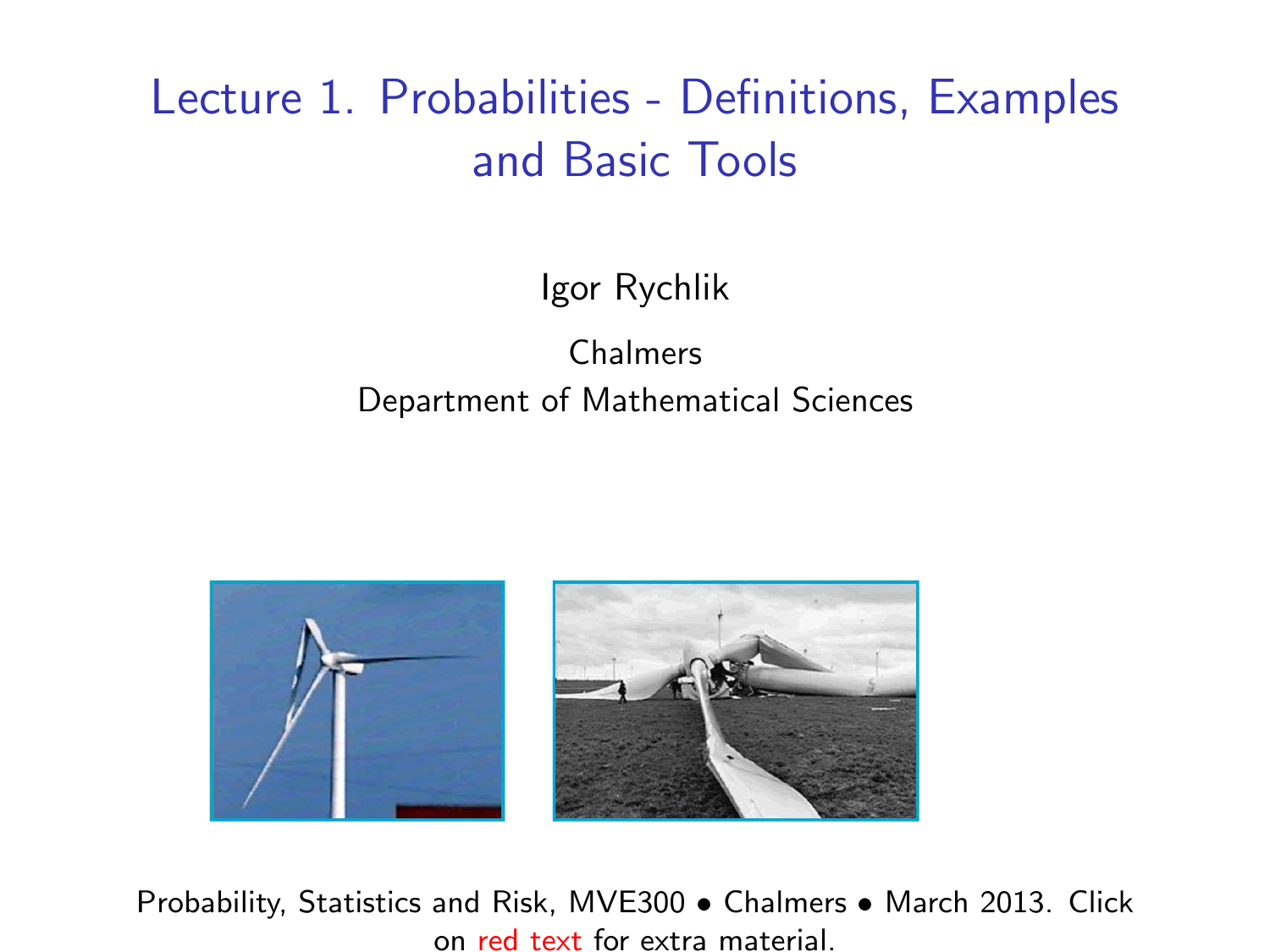# Lecture 1. Probabilities - Definitions, Examples and Basic Tools

Igor Rychlik

Chalmers
Department of Mathematical Sciences

Probability, Statistics and Risk, MVE300 • Chalmers • March 2013. Click on red text for extra material.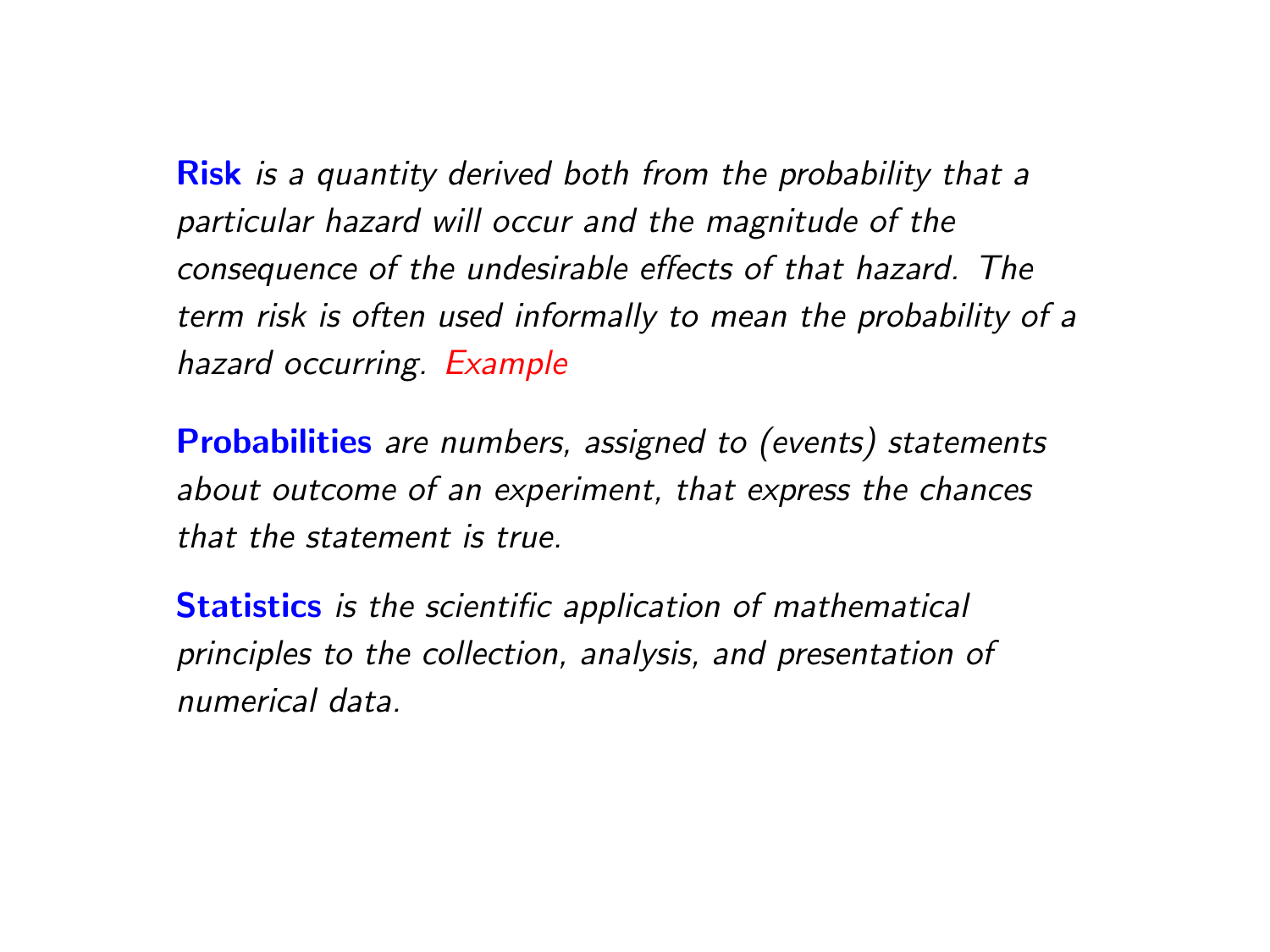**Risk** *is a quantity derived both from the probability that a particular hazard will occur and the magnitude of the consequence of the undesirable effects of that hazard. The term risk is often used informally to mean the probability of a hazard occurring. Example*

**Probabilities** *are numbers, assigned to (events) statements about outcome of an experiment, that express the chances that the statement is true.*

**Statistics** *is the scientific application of mathematical principles to the collection, analysis, and presentation of numerical data.*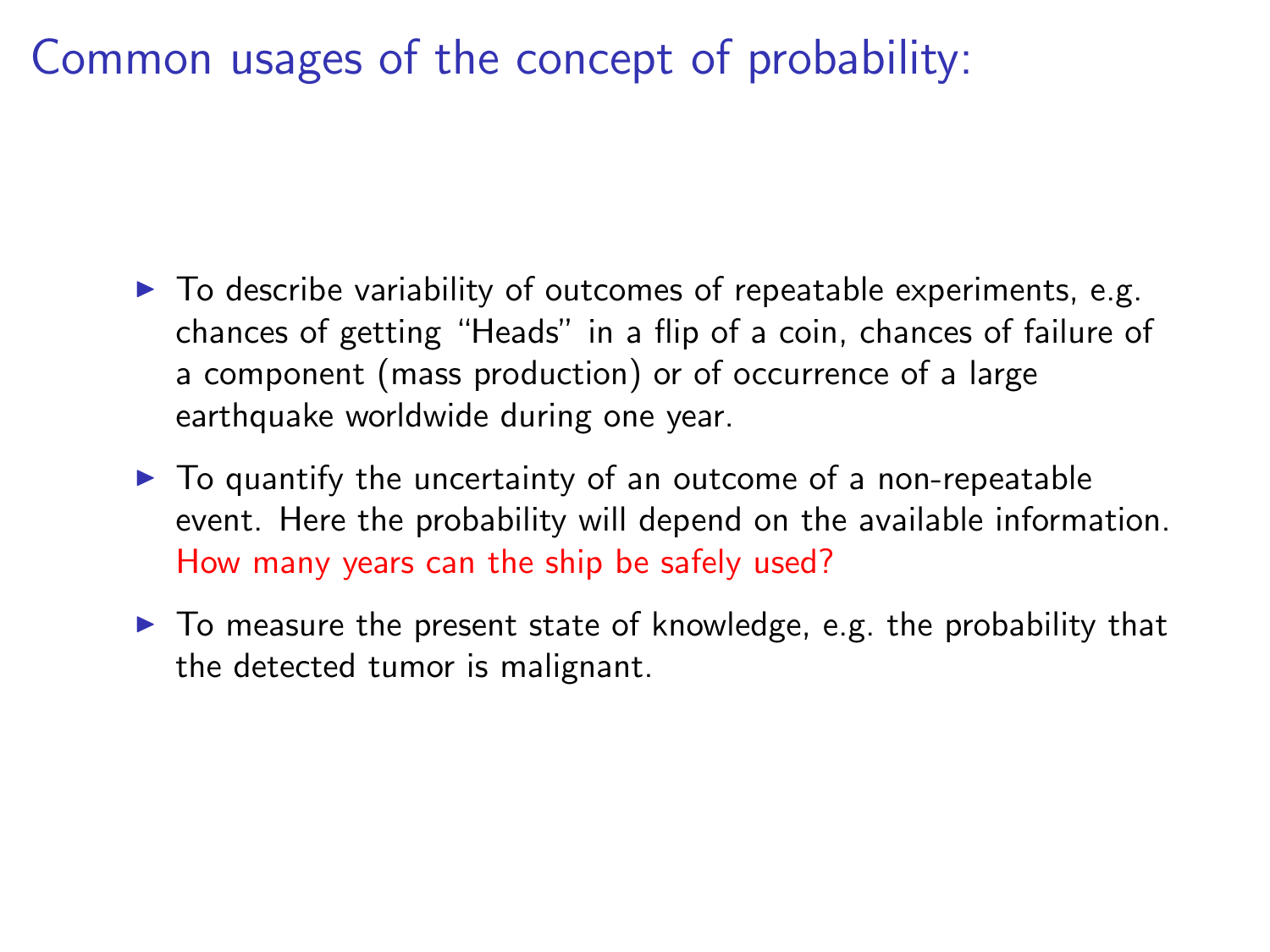# Common usages of the concept of probability:

- To describe variability of outcomes of repeatable experiments, e.g. chances of getting "Heads" in a flip of a coin, chances of failure of a component (mass production) or of occurrence of a large earthquake worldwide during one year.
- To quantify the uncertainty of an outcome of a non-repeatable event. Here the probability will depend on the available information. How many years can the ship be safely used?
- To measure the present state of knowledge, e.g. the probability that the detected tumor is malignant.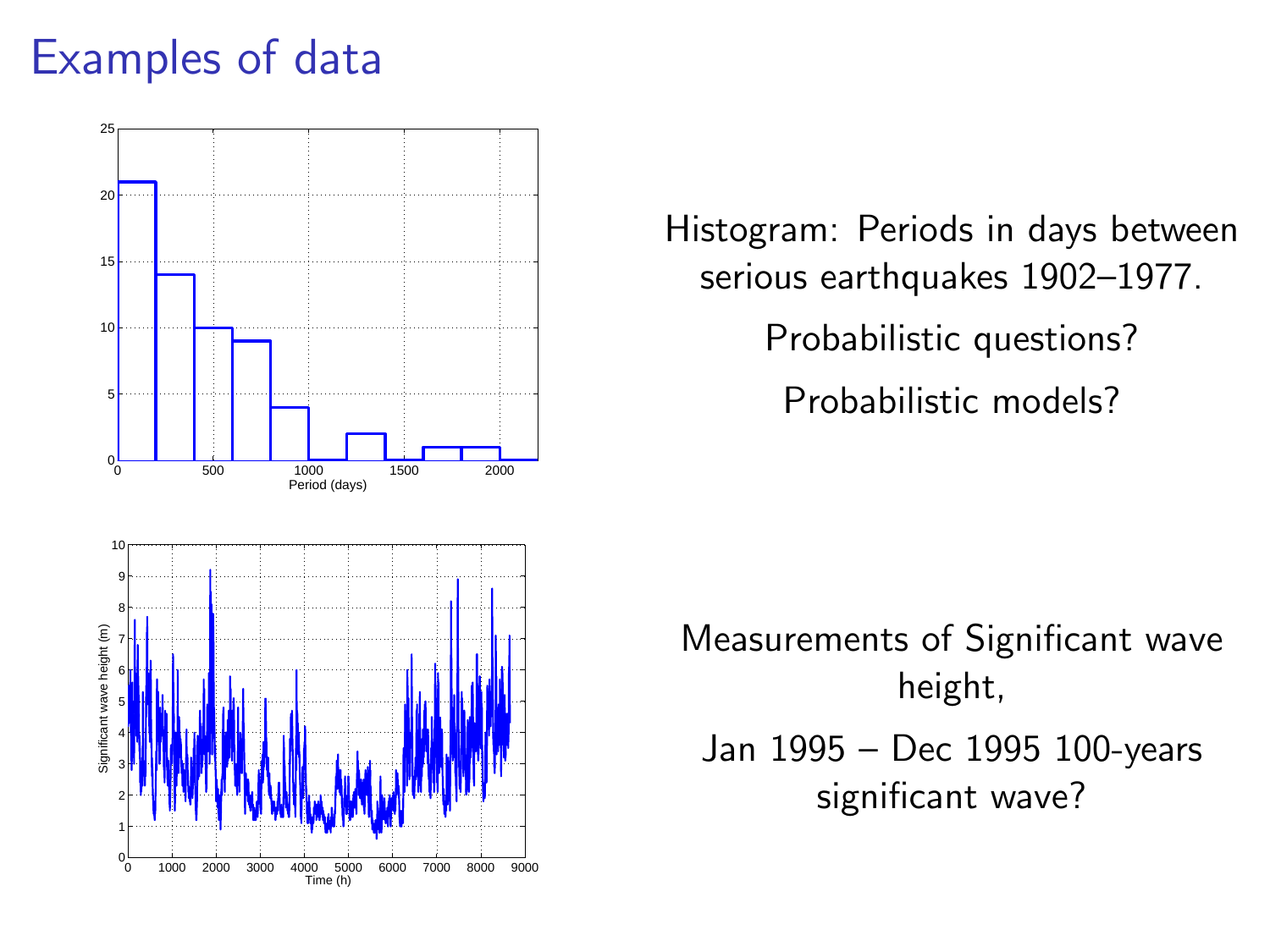# Examples of data

Histogram: Periods in days between serious earthquakes 1902–1977.

Probabilistic questions?

Probabilistic models?

Measurements of Significant wave height,

Jan 1995 – Dec 1995 100-years significant wave?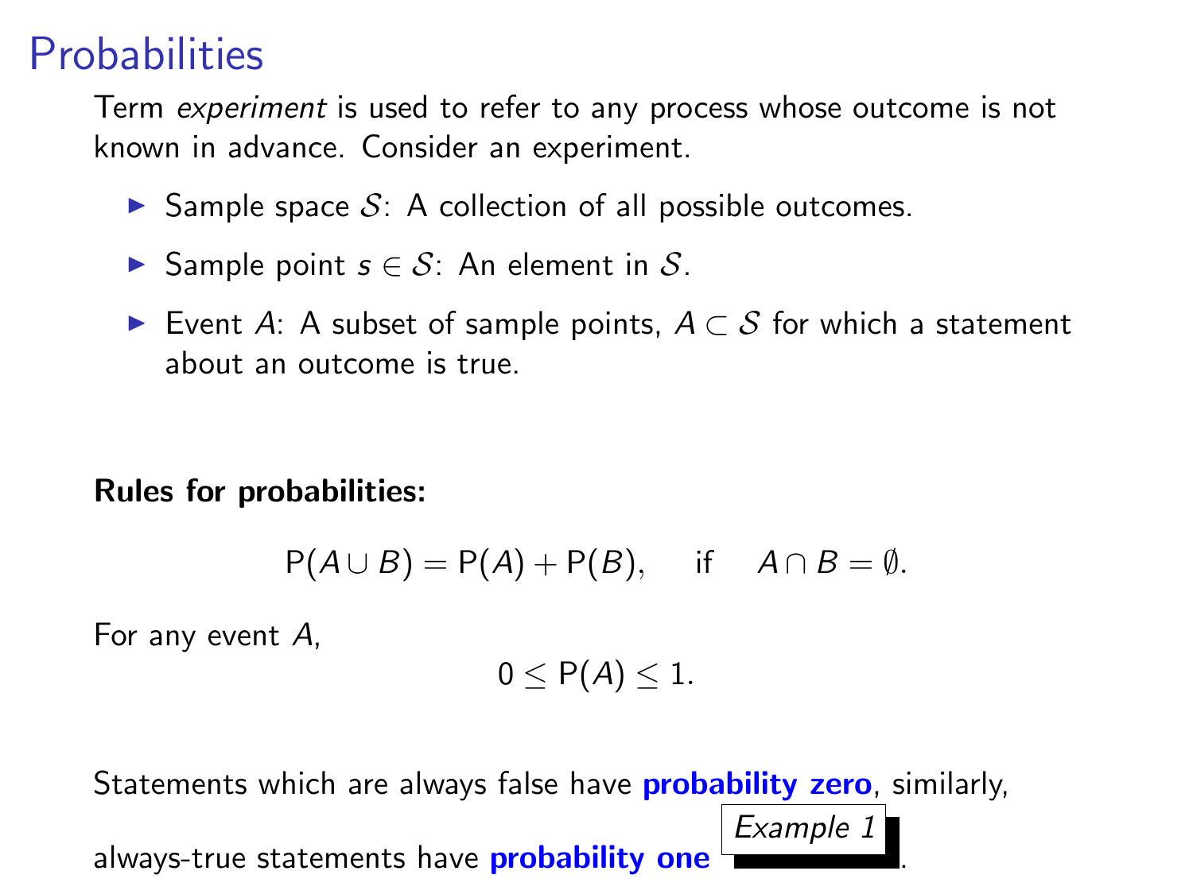# Probabilities

Term *experiment* is used to refer to any process whose outcome is not known in advance. Consider an experiment.

- Sample space $\mathcal{S}$: A collection of all possible outcomes.
- Sample point $s \in \mathcal{S}$: An element in $\mathcal{S}$.
- Event $A$: A subset of sample points, $A \subset \mathcal{S}$ for which a statement about an outcome is true.

**Rules for probabilities:**

$$\mathrm{P}(A \cup B) = \mathrm{P}(A) + \mathrm{P}(B), \quad \text{if} \quad A \cap B = \emptyset.$$

For any event $A$,

$$0 \leq \mathrm{P}(A) \leq 1.$$

Statements which are always false have **probability zero**, similarly, always-true statements have **probability one** *Example 1*.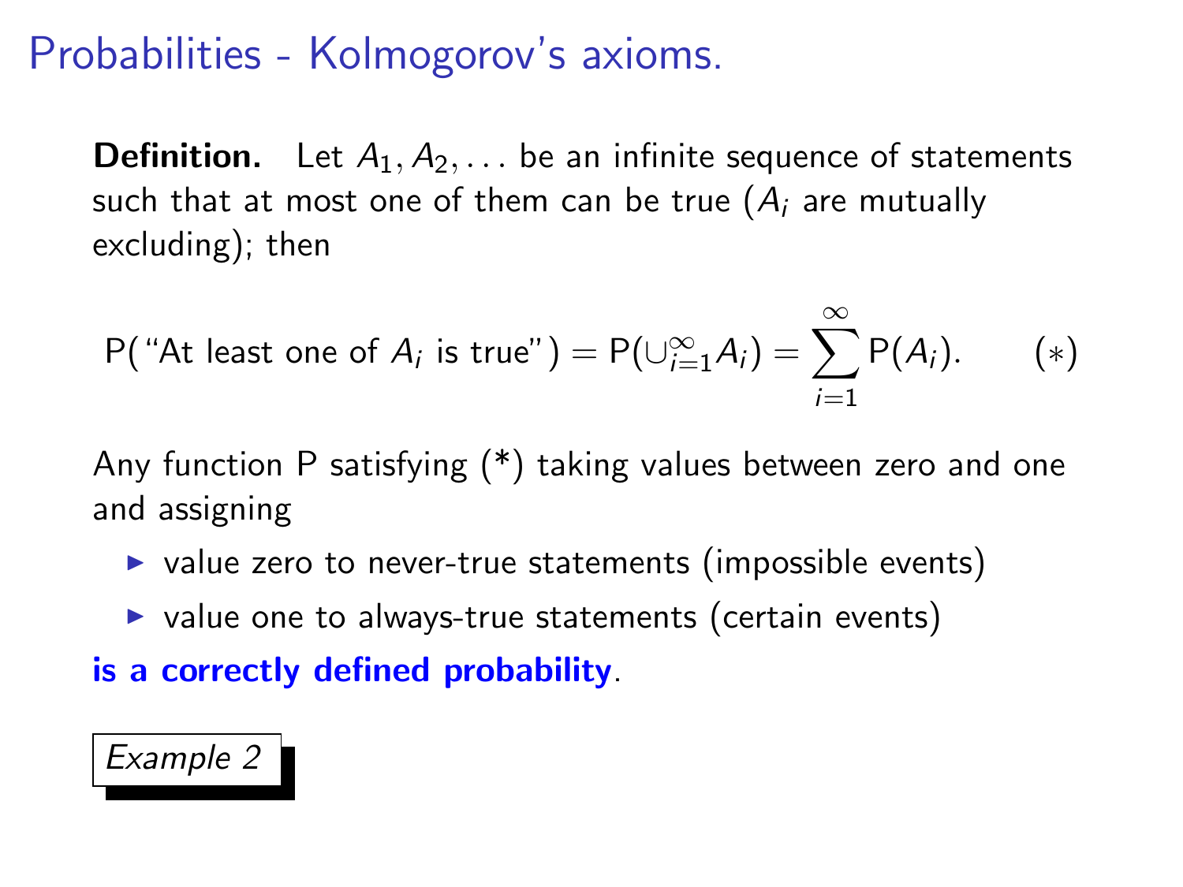# Probabilities - Kolmogorov's axioms.

**Definition.** Let $A_1, A_2, \ldots$ be an infinite sequence of statements such that at most one of them can be true ($A_i$ are mutually excluding); then

$$\mathsf{P}(\text{"At least one of } A_i \text{ is true"}) = \mathsf{P}(\cup_{i=1}^{\infty} A_i) = \sum_{i=1}^{\infty} \mathsf{P}(A_i). \qquad (*)$$

Any function P satisfying (*) taking values between zero and one and assigning

- value zero to never-true statements (impossible events)
- value one to always-true statements (certain events)

**is a correctly defined probability**.

*Example 2*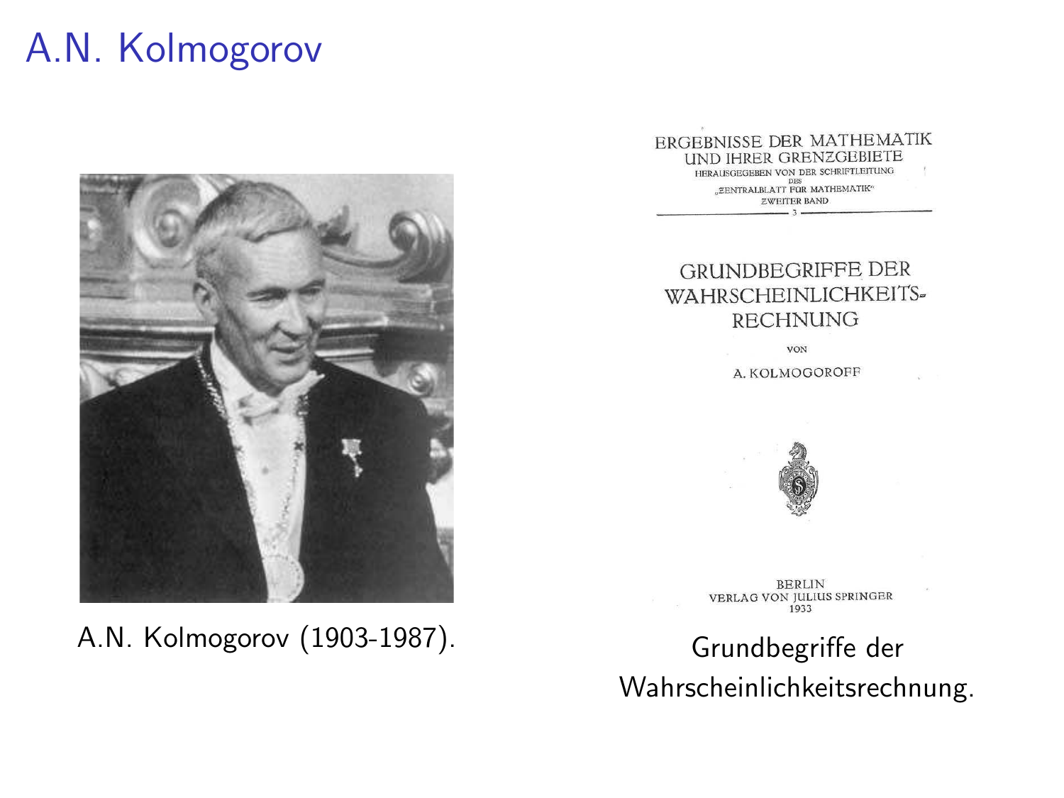# A.N. Kolmogorov

A.N. Kolmogorov (1903-1987).

ERGEBNISSE DER MATHEMATIK UND IHRER GRENZGEBIETE
HERAUSGEGEBEN VON DER SCHRIFTLEITUNG DES „ZENTRALBLATT FÜR MATHEMATIK"
ZWEITER BAND
3

GRUNDBEGRIFFE DER WAHRSCHEINLICHKEITS-RECHNUNG

VON

A. KOLMOGOROFF

BERLIN
VERLAG VON JULIUS SPRINGER
1933

Grundbegriffe der Wahrscheinlichkeitsrechnung.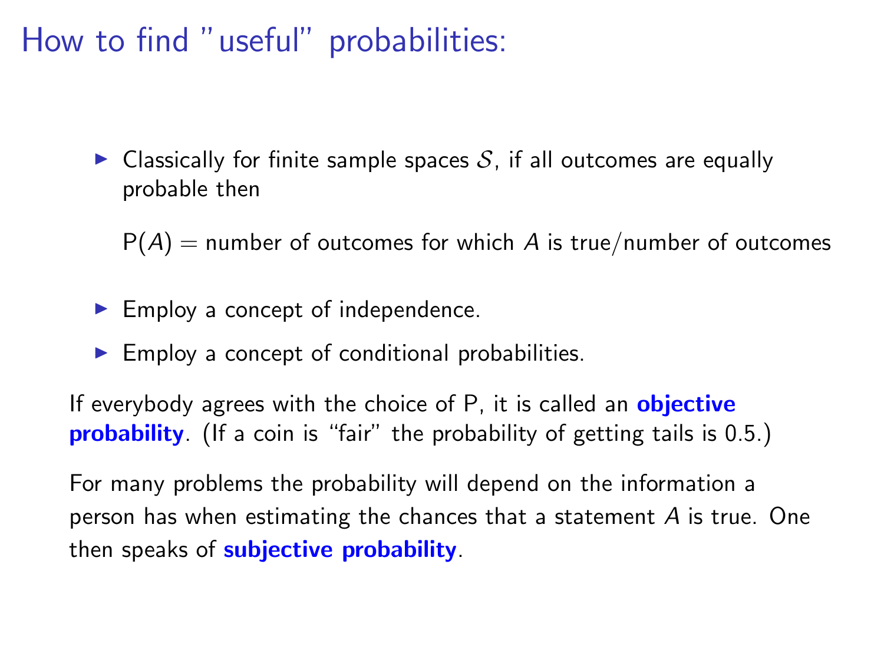# How to find "useful" probabilities:

- Classically for finite sample spaces $\mathcal{S}$, if all outcomes are equally probable then

  $\mathrm{P}(A)$ = number of outcomes for which $A$ is true/number of outcomes

- Employ a concept of independence.
- Employ a concept of conditional probabilities.

If everybody agrees with the choice of P, it is called an **objective probability**. (If a coin is "fair" the probability of getting tails is 0.5.)

For many problems the probability will depend on the information a person has when estimating the chances that a statement $A$ is true. One then speaks of **subjective probability**.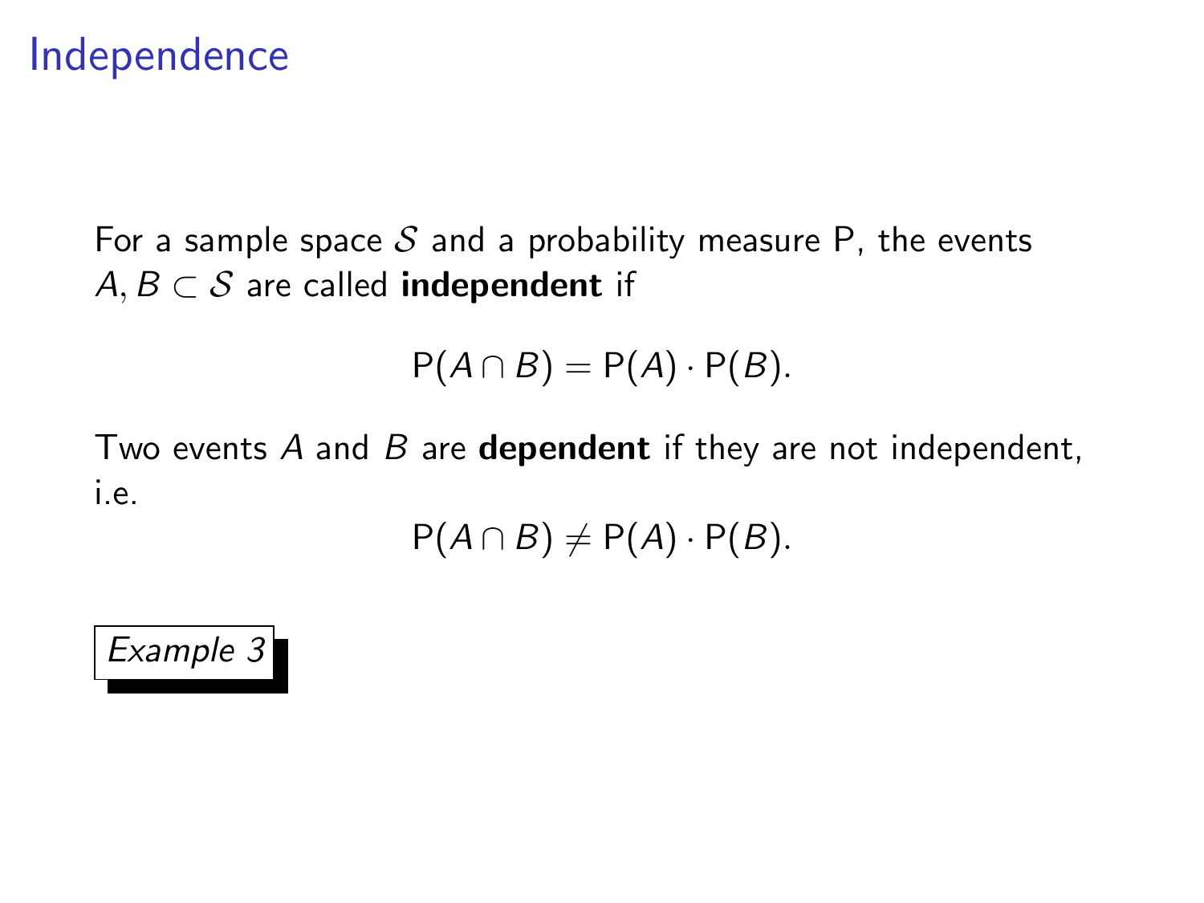# Independence

For a sample space $\mathcal{S}$ and a probability measure $\mathrm{P}$, the events $A, B \subset \mathcal{S}$ are called **independent** if

$$\mathrm{P}(A \cap B) = \mathrm{P}(A) \cdot \mathrm{P}(B).$$

Two events $A$ and $B$ are **dependent** if they are not independent, i.e.

$$\mathrm{P}(A \cap B) \neq \mathrm{P}(A) \cdot \mathrm{P}(B).$$

*Example 3*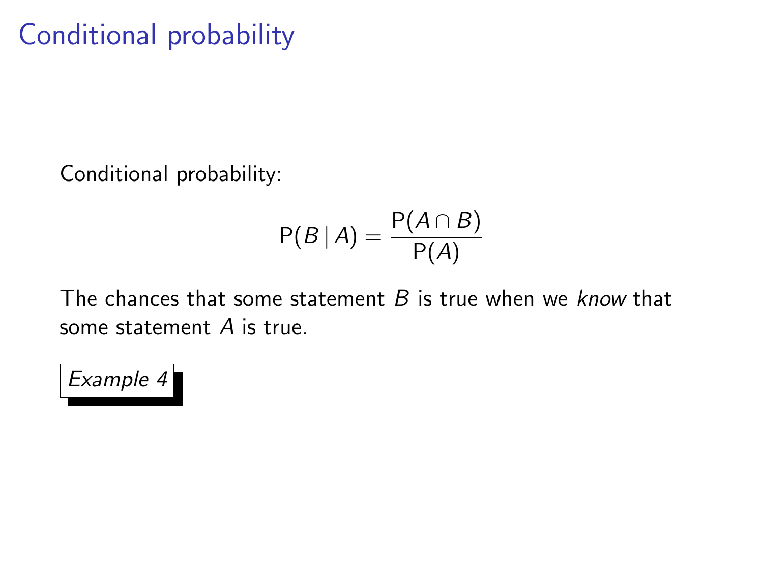# Conditional probability

Conditional probability:

$$P(B \mid A) = \frac{P(A \cap B)}{P(A)}$$

The chances that some statement $B$ is true when we *know* that some statement $A$ is true.

*Example 4*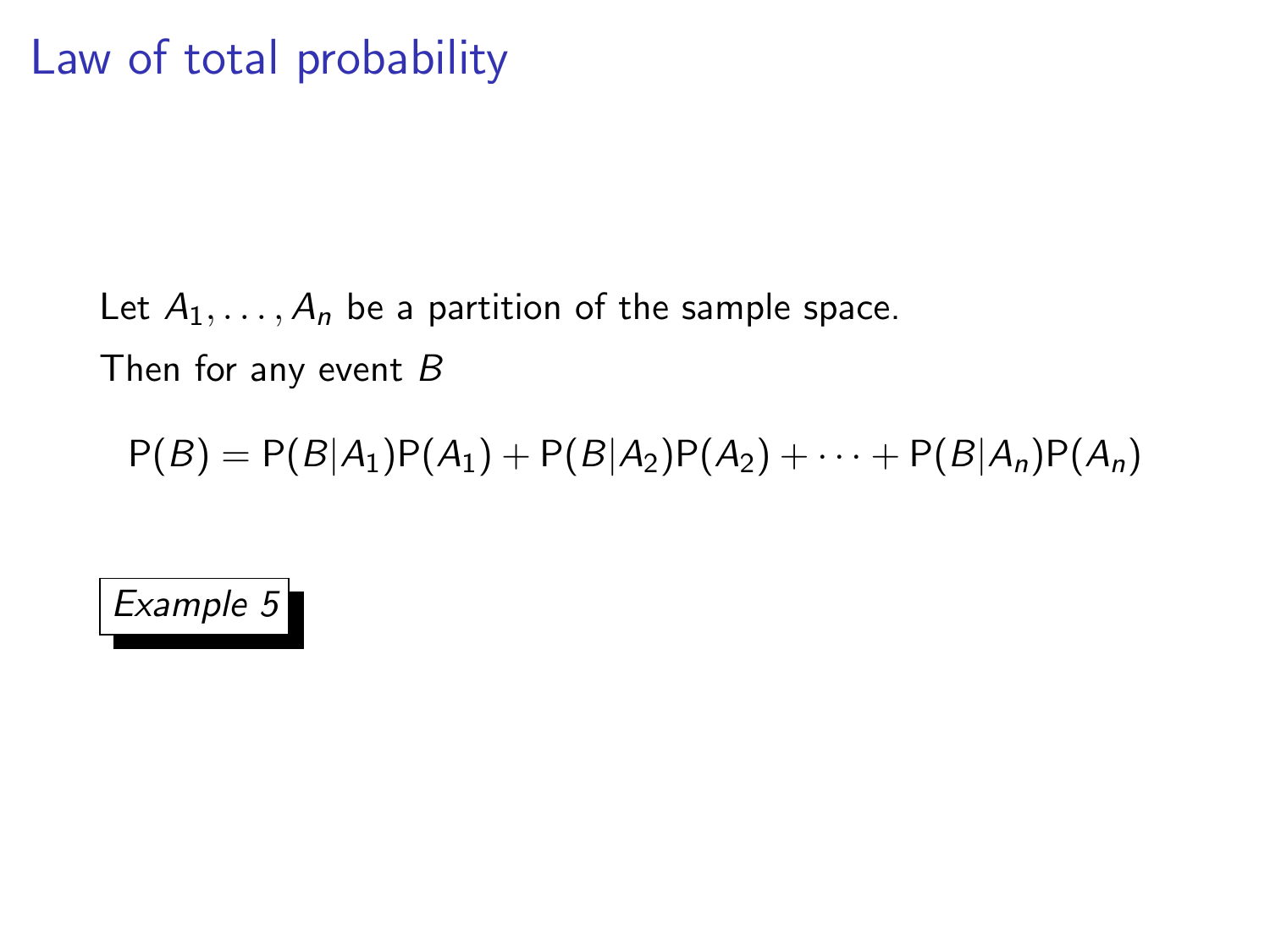# Law of total probability

Let $A_1, \ldots, A_n$ be a partition of the sample space.

Then for any event $B$

$$\mathrm{P}(B) = \mathrm{P}(B|A_1)\mathrm{P}(A_1) + \mathrm{P}(B|A_2)\mathrm{P}(A_2) + \cdots + \mathrm{P}(B|A_n)\mathrm{P}(A_n)$$

*Example 5*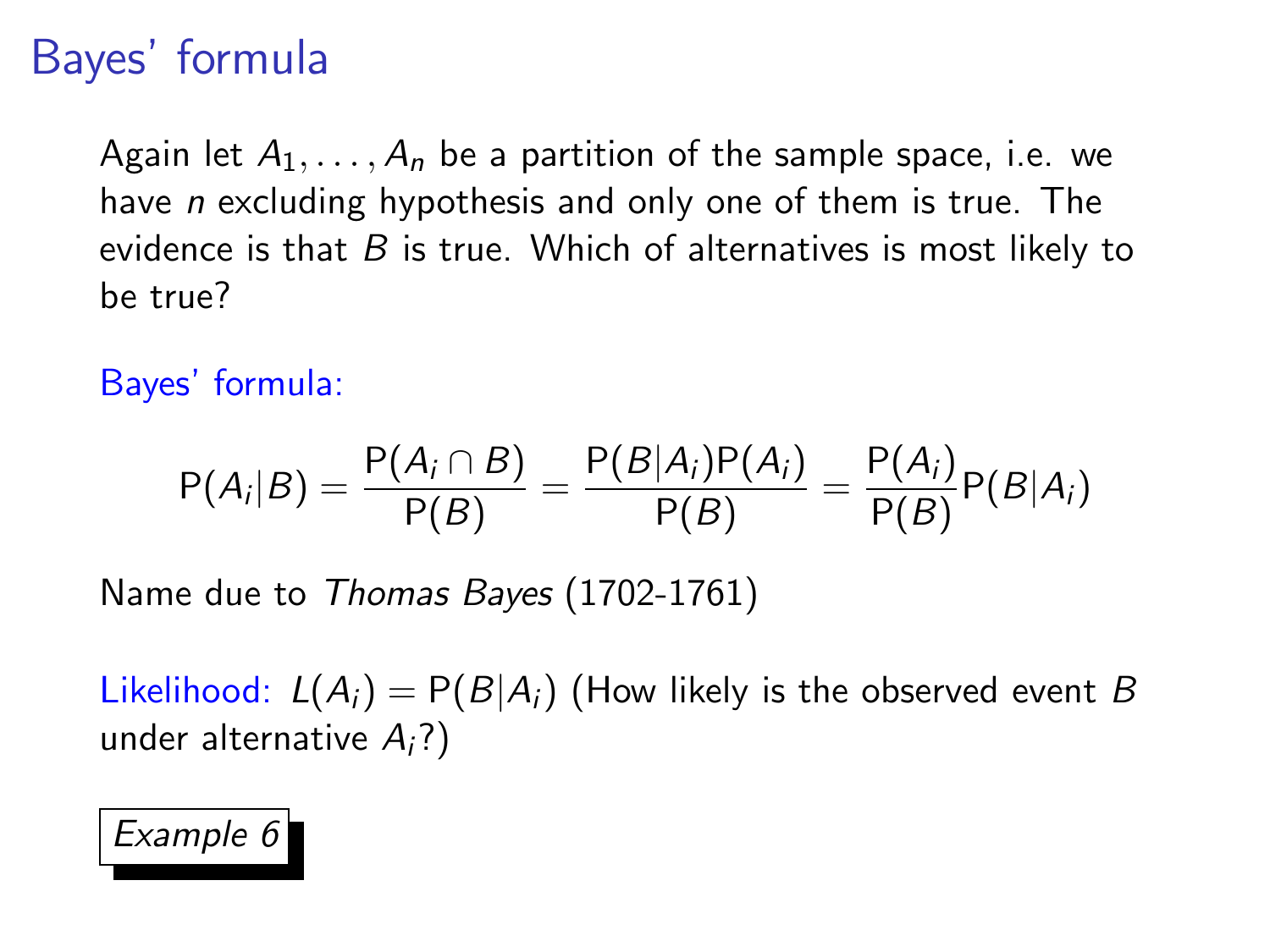# Bayes' formula

Again let $A_1, \ldots, A_n$ be a partition of the sample space, i.e. we have *n* excluding hypothesis and only one of them is true. The evidence is that $B$ is true. Which of alternatives is most likely to be true?

Bayes' formula:

$$\mathrm{P}(A_i|B) = \frac{\mathrm{P}(A_i \cap B)}{\mathrm{P}(B)} = \frac{\mathrm{P}(B|A_i)\mathrm{P}(A_i)}{\mathrm{P}(B)} = \frac{\mathrm{P}(A_i)}{\mathrm{P}(B)}\mathrm{P}(B|A_i)$$

Name due to *Thomas Bayes* (1702-1761)

Likelihood: $L(A_i) = \mathrm{P}(B|A_i)$ (How likely is the observed event $B$ under alternative $A_i$?)

*Example 6*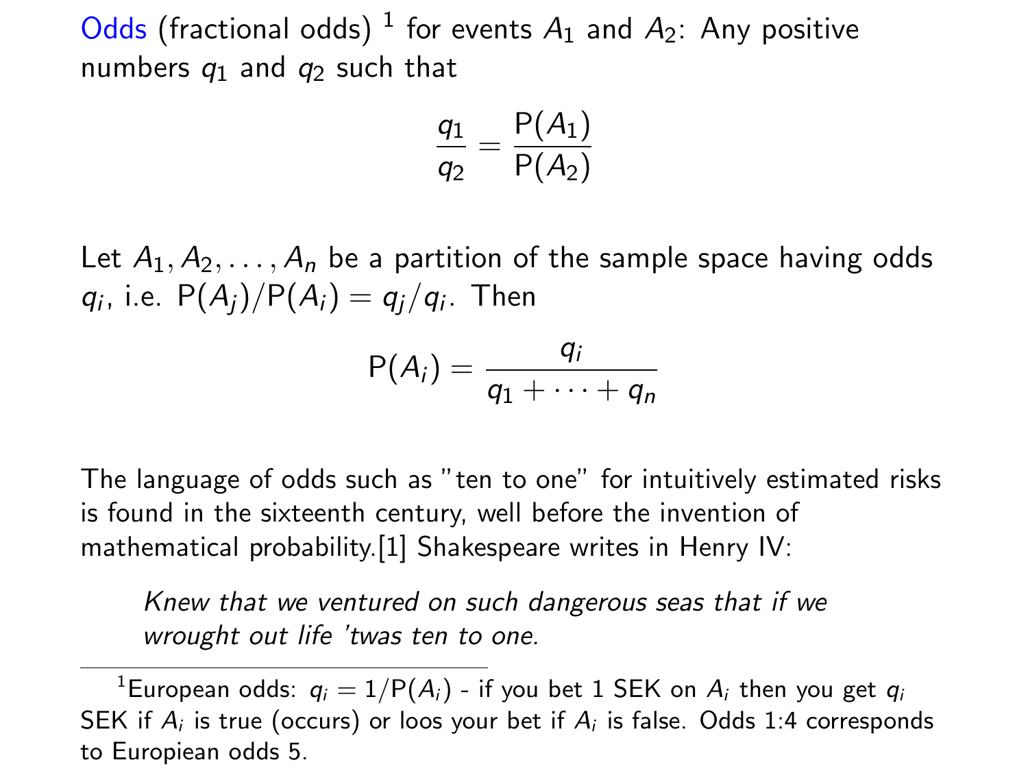Odds (fractional odds) [1] for events $A_1$ and $A_2$: Any positive numbers $q_1$ and $q_2$ such that

$$\frac{q_1}{q_2} = \frac{\mathrm{P}(A_1)}{\mathrm{P}(A_2)}$$

Let $A_1, A_2, \ldots, A_n$ be a partition of the sample space having odds $q_i$, i.e. $\mathrm{P}(A_j)/\mathrm{P}(A_i) = q_j/q_i$. Then

$$\mathrm{P}(A_i) = \frac{q_i}{q_1 + \cdots + q_n}$$

The language of odds such as "ten to one" for intuitively estimated risks is found in the sixteenth century, well before the invention of mathematical probability.[1] Shakespeare writes in Henry IV:

> *Knew that we ventured on such dangerous seas that if we wrought out life 'twas ten to one.*

---

[1] European odds: $q_i = 1/\mathrm{P}(A_i)$ - if you bet 1 SEK on $A_i$ then you get $q_i$ SEK if $A_i$ is true (occurs) or loos your bet if $A_i$ is false. Odds 1:4 corresponds to Europiean odds 5.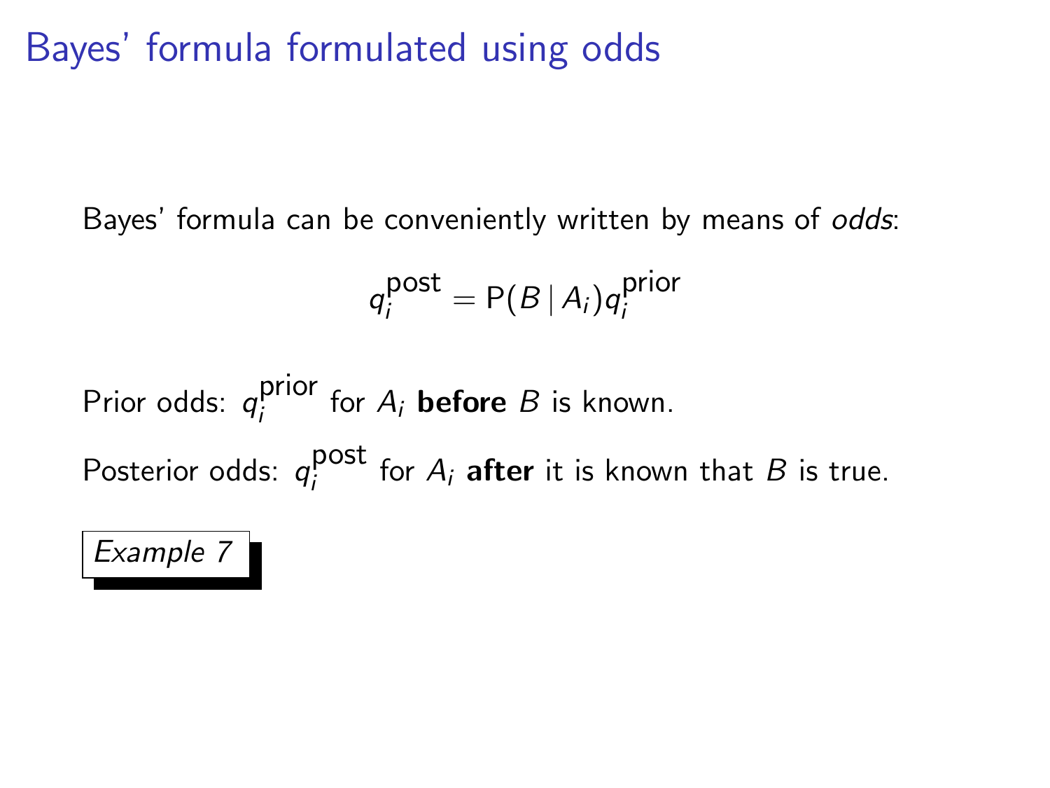# Bayes' formula formulated using odds

Bayes' formula can be conveniently written by means of *odds*:

$$q_i^{\text{post}} = \mathrm{P}(B \mid A_i) q_i^{\text{prior}}$$

Prior odds: $q_i^{\text{prior}}$ for $A_i$ **before** $B$ is known.

Posterior odds: $q_i^{\text{post}}$ for $A_i$ **after** it is known that $B$ is true.

*Example 7*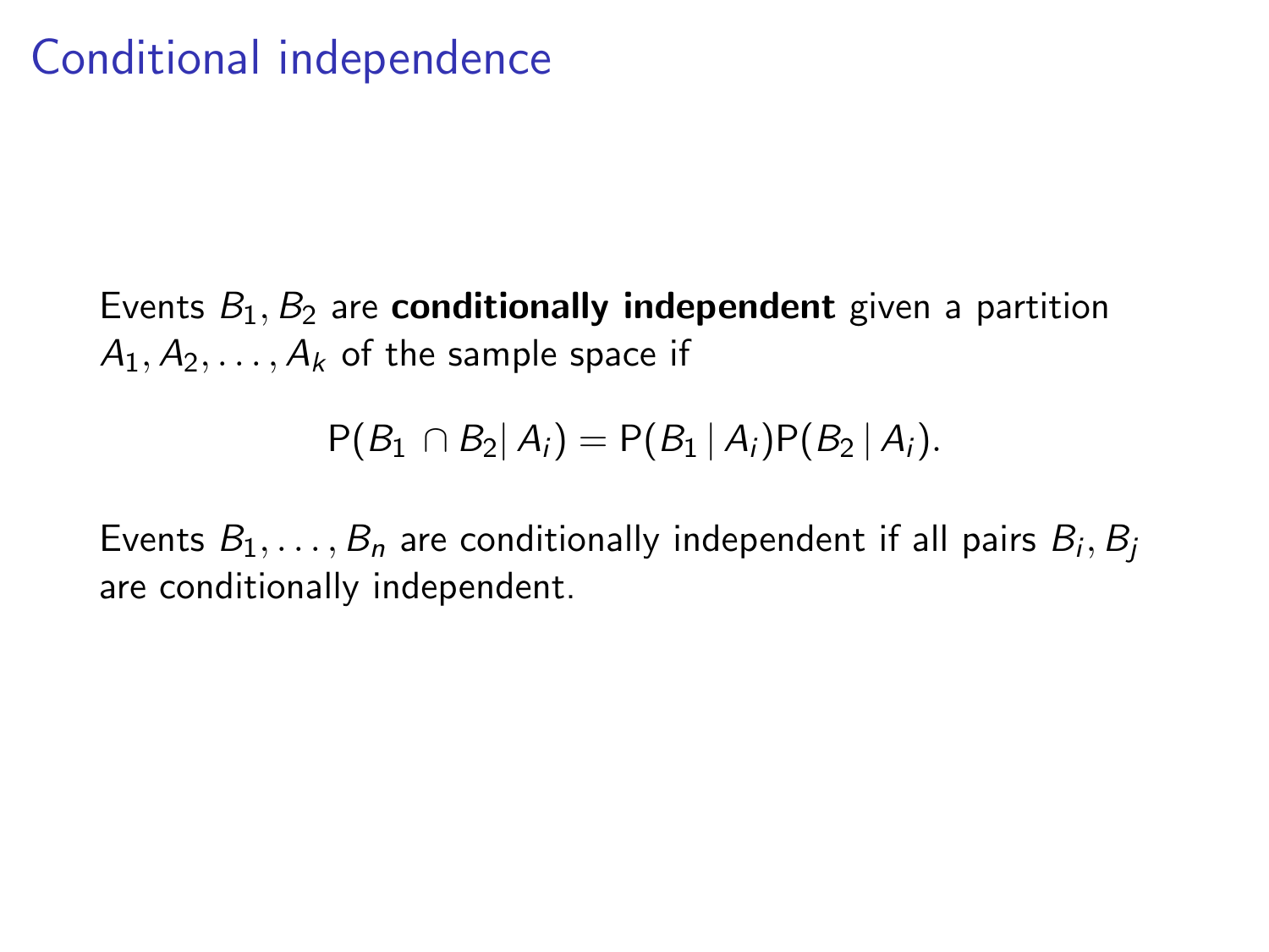# Conditional independence

Events $B_1, B_2$ are **conditionally independent** given a partition $A_1, A_2, \ldots, A_k$ of the sample space if

$$P(B_1 \cap B_2 | A_i) = P(B_1 \,|\, A_i) P(B_2 \,|\, A_i).$$

Events $B_1, \ldots, B_n$ are conditionally independent if all pairs $B_i, B_j$ are conditionally independent.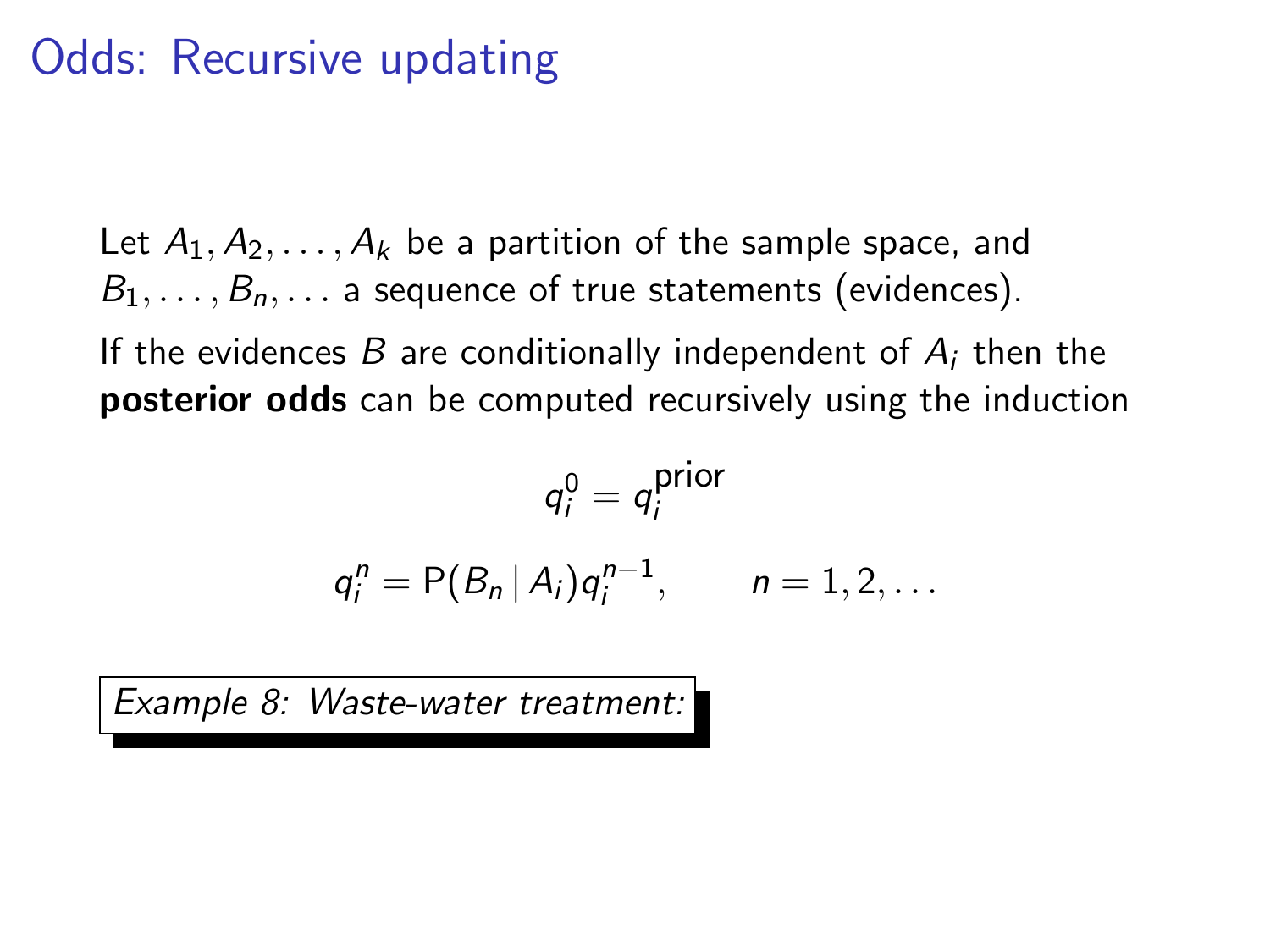# Odds: Recursive updating

Let $A_1, A_2, \ldots, A_k$ be a partition of the sample space, and $B_1, \ldots, B_n, \ldots$ a sequence of true statements (evidences).

If the evidences $B$ are conditionally independent of $A_i$ then the **posterior odds** can be computed recursively using the induction

$$q_i^0 = q_i^{\text{prior}}$$

$$q_i^n = \mathrm{P}(B_n \mid A_i) q_i^{n-1}, \qquad n = 1, 2, \ldots$$

*Example 8: Waste-water treatment:*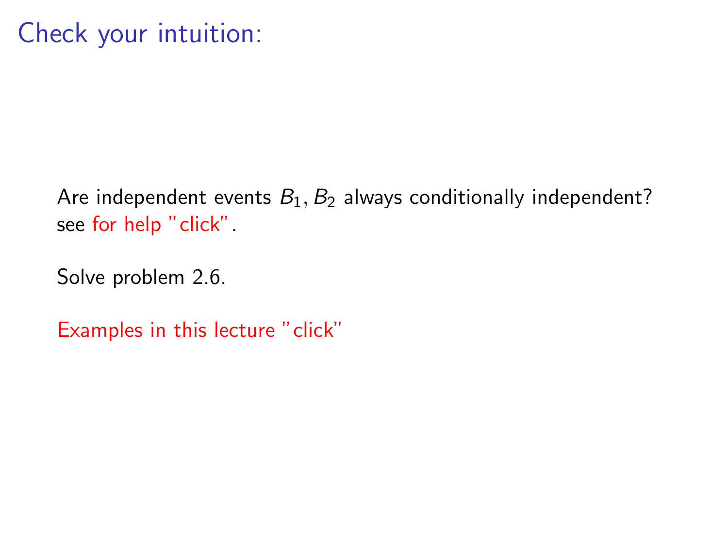# Check your intuition:

Are independent events $B_1, B_2$ always conditionally independent?
see for help "click".

Solve problem 2.6.

Examples in this lecture "click"